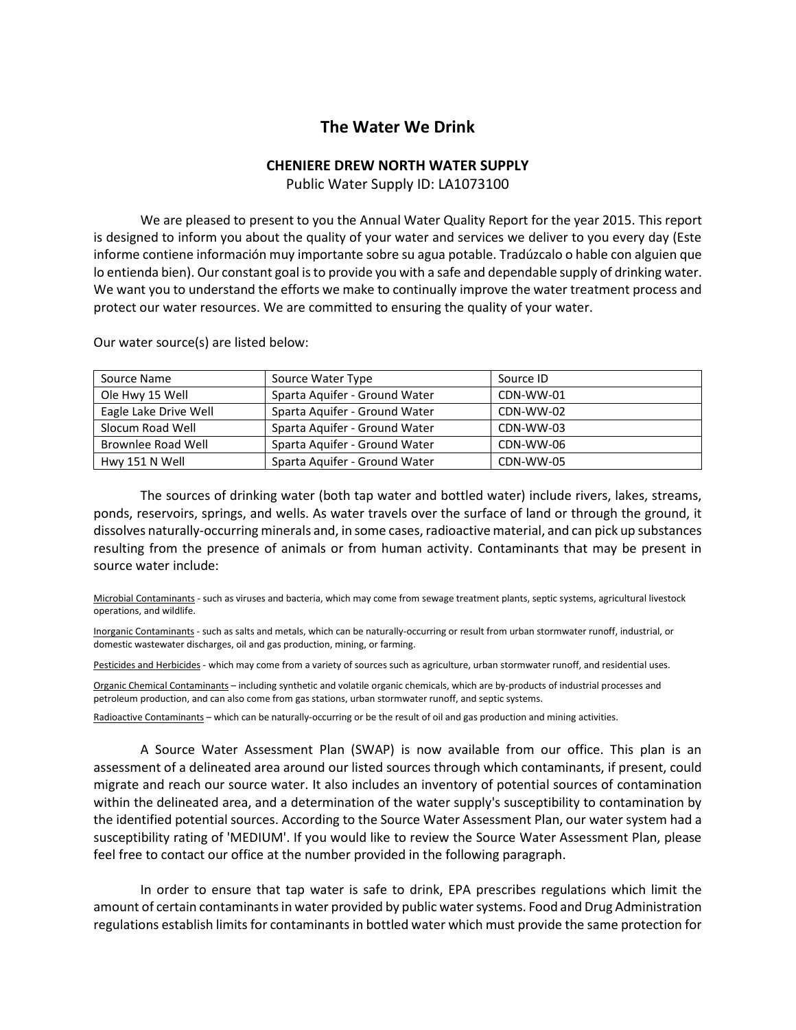# The Water We Drink

**CHENIERE DREW NORTH WATER SUPPLY**

Public Water Supply ID: LA1073100

We are pleased to present to you the Annual Water Quality Report for the year 2015. This report is designed to inform you about the quality of your water and services we deliver to you every day (Este informe contiene información muy importante sobre su agua potable. Tradúzcalo o hable con alguien que lo entienda bien). Our constant goal is to provide you with a safe and dependable supply of drinking water. We want you to understand the efforts we make to continually improve the water treatment process and protect our water resources. We are committed to ensuring the quality of your water.

Our water source(s) are listed below:

| Source Name | Source Water Type | Source ID |
|---|---|---|
| Ole Hwy 15 Well | Sparta Aquifer - Ground Water | CDN-WW-01 |
| Eagle Lake Drive Well | Sparta Aquifer - Ground Water | CDN-WW-02 |
| Slocum Road Well | Sparta Aquifer - Ground Water | CDN-WW-03 |
| Brownlee Road Well | Sparta Aquifer - Ground Water | CDN-WW-06 |
| Hwy 151 N Well | Sparta Aquifer - Ground Water | CDN-WW-05 |

The sources of drinking water (both tap water and bottled water) include rivers, lakes, streams, ponds, reservoirs, springs, and wells. As water travels over the surface of land or through the ground, it dissolves naturally-occurring minerals and, in some cases, radioactive material, and can pick up substances resulting from the presence of animals or from human activity. Contaminants that may be present in source water include:

Microbial Contaminants - such as viruses and bacteria, which may come from sewage treatment plants, septic systems, agricultural livestock operations, and wildlife.

Inorganic Contaminants - such as salts and metals, which can be naturally-occurring or result from urban stormwater runoff, industrial, or domestic wastewater discharges, oil and gas production, mining, or farming.

Pesticides and Herbicides - which may come from a variety of sources such as agriculture, urban stormwater runoff, and residential uses.

Organic Chemical Contaminants – including synthetic and volatile organic chemicals, which are by-products of industrial processes and petroleum production, and can also come from gas stations, urban stormwater runoff, and septic systems.

Radioactive Contaminants – which can be naturally-occurring or be the result of oil and gas production and mining activities.

A Source Water Assessment Plan (SWAP) is now available from our office. This plan is an assessment of a delineated area around our listed sources through which contaminants, if present, could migrate and reach our source water. It also includes an inventory of potential sources of contamination within the delineated area, and a determination of the water supply's susceptibility to contamination by the identified potential sources. According to the Source Water Assessment Plan, our water system had a susceptibility rating of 'MEDIUM'. If you would like to review the Source Water Assessment Plan, please feel free to contact our office at the number provided in the following paragraph.

In order to ensure that tap water is safe to drink, EPA prescribes regulations which limit the amount of certain contaminants in water provided by public water systems. Food and Drug Administration regulations establish limits for contaminants in bottled water which must provide the same protection for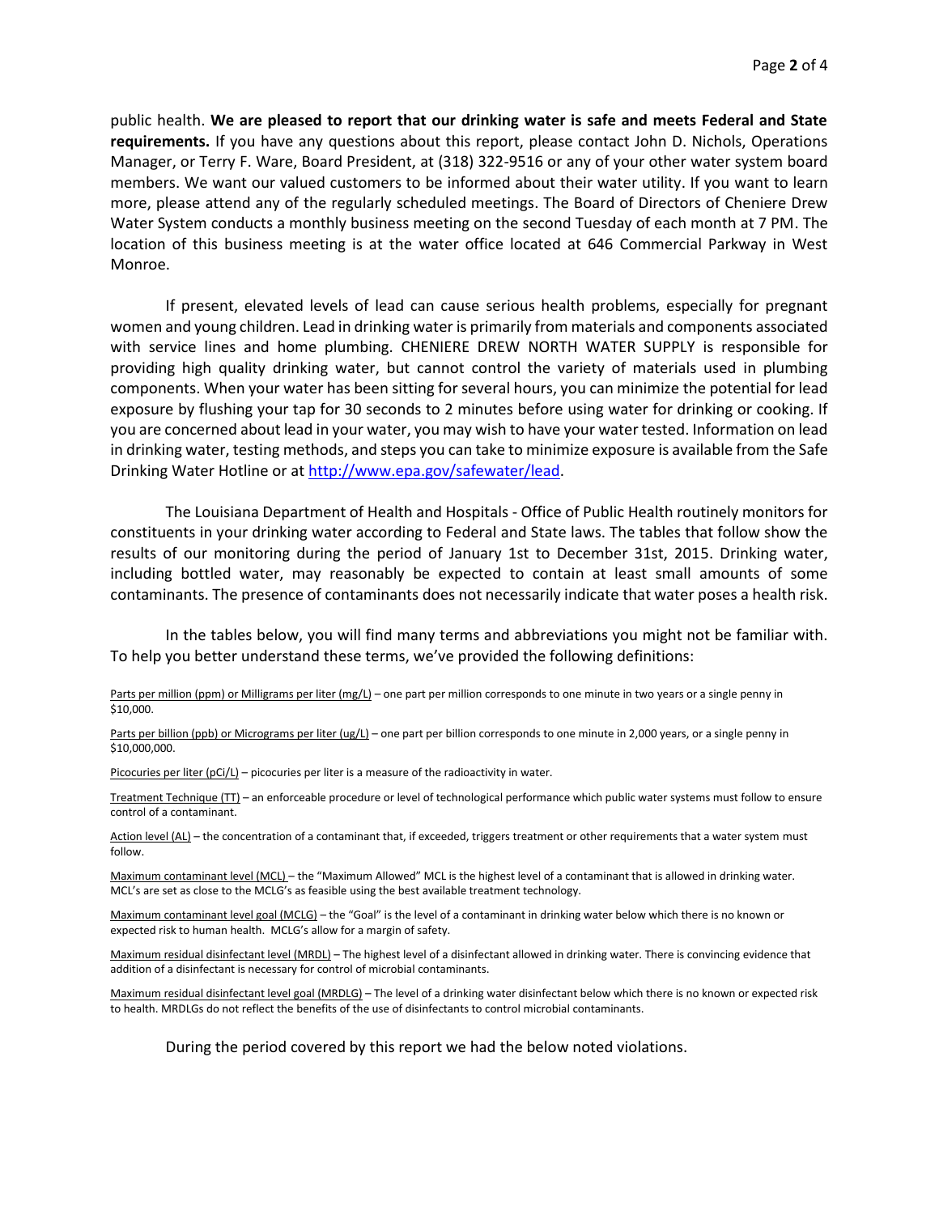public health. **We are pleased to report that our drinking water is safe and meets Federal and State requirements.** If you have any questions about this report, please contact John D. Nichols, Operations Manager, or Terry F. Ware, Board President, at (318) 322-9516 or any of your other water system board members. We want our valued customers to be informed about their water utility. If you want to learn more, please attend any of the regularly scheduled meetings. The Board of Directors of Cheniere Drew Water System conducts a monthly business meeting on the second Tuesday of each month at 7 PM. The location of this business meeting is at the water office located at 646 Commercial Parkway in West Monroe.

If present, elevated levels of lead can cause serious health problems, especially for pregnant women and young children. Lead in drinking water is primarily from materials and components associated with service lines and home plumbing. CHENIERE DREW NORTH WATER SUPPLY is responsible for providing high quality drinking water, but cannot control the variety of materials used in plumbing components. When your water has been sitting for several hours, you can minimize the potential for lead exposure by flushing your tap for 30 seconds to 2 minutes before using water for drinking or cooking. If you are concerned about lead in your water, you may wish to have your water tested. Information on lead in drinking water, testing methods, and steps you can take to minimize exposure is available from the Safe Drinking Water Hotline or at http://www.epa.gov/safewater/lead.

The Louisiana Department of Health and Hospitals - Office of Public Health routinely monitors for constituents in your drinking water according to Federal and State laws. The tables that follow show the results of our monitoring during the period of January 1st to December 31st, 2015. Drinking water, including bottled water, may reasonably be expected to contain at least small amounts of some contaminants. The presence of contaminants does not necessarily indicate that water poses a health risk.

In the tables below, you will find many terms and abbreviations you might not be familiar with. To help you better understand these terms, we've provided the following definitions:

Parts per million (ppm) or Milligrams per liter (mg/L) – one part per million corresponds to one minute in two years or a single penny in $10,000.

Parts per billion (ppb) or Micrograms per liter (ug/L) – one part per billion corresponds to one minute in 2,000 years, or a single penny in $10,000,000.

Picocuries per liter (pCi/L) – picocuries per liter is a measure of the radioactivity in water.

Treatment Technique (TT) – an enforceable procedure or level of technological performance which public water systems must follow to ensure control of a contaminant.

Action level (AL) – the concentration of a contaminant that, if exceeded, triggers treatment or other requirements that a water system must follow.

Maximum contaminant level (MCL) – the "Maximum Allowed" MCL is the highest level of a contaminant that is allowed in drinking water. MCL's are set as close to the MCLG's as feasible using the best available treatment technology.

Maximum contaminant level goal (MCLG) – the "Goal" is the level of a contaminant in drinking water below which there is no known or expected risk to human health. MCLG's allow for a margin of safety.

Maximum residual disinfectant level (MRDL) – The highest level of a disinfectant allowed in drinking water. There is convincing evidence that addition of a disinfectant is necessary for control of microbial contaminants.

Maximum residual disinfectant level goal (MRDLG) – The level of a drinking water disinfectant below which there is no known or expected risk to health. MRDLGs do not reflect the benefits of the use of disinfectants to control microbial contaminants.

During the period covered by this report we had the below noted violations.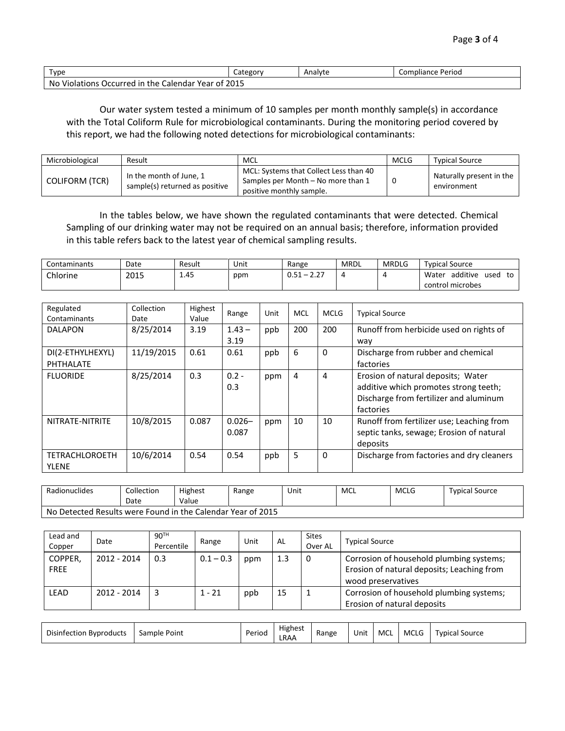| Type | Category | Analyte | Compliance Period |
|---|---|---|---|
| No Violations Occurred in the Calendar Year of 2015 | | | |

Our water system tested a minimum of 10 samples per month monthly sample(s) in accordance with the Total Coliform Rule for microbiological contaminants. During the monitoring period covered by this report, we had the following noted detections for microbiological contaminants:

| Microbiological | Result | MCL | MCLG | Typical Source |
|---|---|---|---|---|
| COLIFORM (TCR) | In the month of June, 1 sample(s) returned as positive | MCL: Systems that Collect Less than 40 Samples per Month – No more than 1 positive monthly sample. | 0 | Naturally present in the environment |

In the tables below, we have shown the regulated contaminants that were detected. Chemical Sampling of our drinking water may not be required on an annual basis; therefore, information provided in this table refers back to the latest year of chemical sampling results.

| Contaminants | Date | Result | Unit | Range | MRDL | MRDLG | Typical Source |
|---|---|---|---|---|---|---|---|
| Chlorine | 2015 | 1.45 | ppm | 0.51 – 2.27 | 4 | 4 | Water additive used to control microbes |

| Regulated Contaminants | Collection Date | Highest Value | Range | Unit | MCL | MCLG | Typical Source |
|---|---|---|---|---|---|---|---|
| DALAPON | 8/25/2014 | 3.19 | 1.43 – 3.19 | ppb | 200 | 200 | Runoff from herbicide used on rights of way |
| DI(2-ETHYLHEXYL) PHTHALATE | 11/19/2015 | 0.61 | 0.61 | ppb | 6 | 0 | Discharge from rubber and chemical factories |
| FLUORIDE | 8/25/2014 | 0.3 | 0.2 - 0.3 | ppm | 4 | 4 | Erosion of natural deposits; Water additive which promotes strong teeth; Discharge from fertilizer and aluminum factories |
| NITRATE-NITRITE | 10/8/2015 | 0.087 | 0.026– 0.087 | ppm | 10 | 10 | Runoff from fertilizer use; Leaching from septic tanks, sewage; Erosion of natural deposits |
| TETRACHLOROETHYLENE | 10/6/2014 | 0.54 | 0.54 | ppb | 5 | 0 | Discharge from factories and dry cleaners |

| Radionuclides | Collection Date | Highest Value | Range | Unit | MCL | MCLG | Typical Source |
|---|---|---|---|---|---|---|---|
| No Detected Results were Found in the Calendar Year of 2015 | | | | | | | |

| Lead and Copper | Date | 90TH Percentile | Range | Unit | AL | Sites Over AL | Typical Source |
|---|---|---|---|---|---|---|---|
| COPPER, FREE | 2012 - 2014 | 0.3 | 0.1 – 0.3 | ppm | 1.3 | 0 | Corrosion of household plumbing systems; Erosion of natural deposits; Leaching from wood preservatives |
| LEAD | 2012 - 2014 | 3 | 1 - 21 | ppb | 15 | 1 | Corrosion of household plumbing systems; Erosion of natural deposits |

| Disinfection Byproducts | Sample Point | Period | Highest LRAA | Range | Unit | MCL | MCLG | Typical Source |
|---|---|---|---|---|---|---|---|---|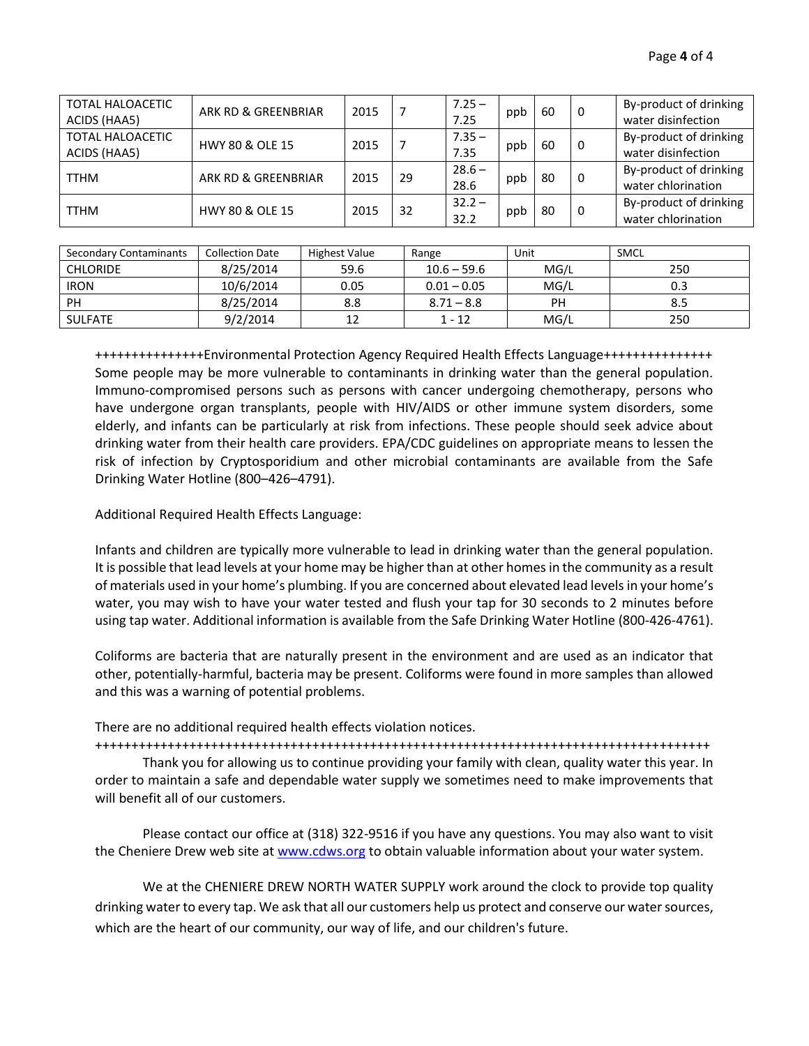| | | | | | | | | |
|---|---|---|---|---|---|---|---|---|
| TOTAL HALOACETIC ACIDS (HAA5) | ARK RD & GREENBRIAR | 2015 | 7 | 7.25 – 7.25 | ppb | 60 | 0 | By-product of drinking water disinfection |
| TOTAL HALOACETIC ACIDS (HAA5) | HWY 80 & OLE 15 | 2015 | 7 | 7.35 – 7.35 | ppb | 60 | 0 | By-product of drinking water disinfection |
| TTHM | ARK RD & GREENBRIAR | 2015 | 29 | 28.6 – 28.6 | ppb | 80 | 0 | By-product of drinking water chlorination |
| TTHM | HWY 80 & OLE 15 | 2015 | 32 | 32.2 – 32.2 | ppb | 80 | 0 | By-product of drinking water chlorination |

| Secondary Contaminants | Collection Date | Highest Value | Range | Unit | SMCL |
|---|---|---|---|---|---|
| CHLORIDE | 8/25/2014 | 59.6 | 10.6 – 59.6 | MG/L | 250 |
| IRON | 10/6/2014 | 0.05 | 0.01 – 0.05 | MG/L | 0.3 |
| PH | 8/25/2014 | 8.8 | 8.71 – 8.8 | PH | 8.5 |
| SULFATE | 9/2/2014 | 12 | 1 - 12 | MG/L | 250 |

+++++++++++++++Environmental Protection Agency Required Health Effects Language+++++++++++++++
Some people may be more vulnerable to contaminants in drinking water than the general population. Immuno-compromised persons such as persons with cancer undergoing chemotherapy, persons who have undergone organ transplants, people with HIV/AIDS or other immune system disorders, some elderly, and infants can be particularly at risk from infections. These people should seek advice about drinking water from their health care providers. EPA/CDC guidelines on appropriate means to lessen the risk of infection by Cryptosporidium and other microbial contaminants are available from the Safe Drinking Water Hotline (800–426–4791).

Additional Required Health Effects Language:

Infants and children are typically more vulnerable to lead in drinking water than the general population. It is possible that lead levels at your home may be higher than at other homes in the community as a result of materials used in your home's plumbing. If you are concerned about elevated lead levels in your home's water, you may wish to have your water tested and flush your tap for 30 seconds to 2 minutes before using tap water. Additional information is available from the Safe Drinking Water Hotline (800-426-4761).

Coliforms are bacteria that are naturally present in the environment and are used as an indicator that other, potentially-harmful, bacteria may be present. Coliforms were found in more samples than allowed and this was a warning of potential problems.

There are no additional required health effects violation notices.
+++++++++++++++++++++++++++++++++++++++++++++++++++++++++++++++++++++++++++++++++++++++++

Thank you for allowing us to continue providing your family with clean, quality water this year. In order to maintain a safe and dependable water supply we sometimes need to make improvements that will benefit all of our customers.

Please contact our office at (318) 322-9516 if you have any questions. You may also want to visit the Cheniere Drew web site at www.cdws.org to obtain valuable information about your water system.

We at the CHENIERE DREW NORTH WATER SUPPLY work around the clock to provide top quality drinking water to every tap. We ask that all our customers help us protect and conserve our water sources, which are the heart of our community, our way of life, and our children's future.